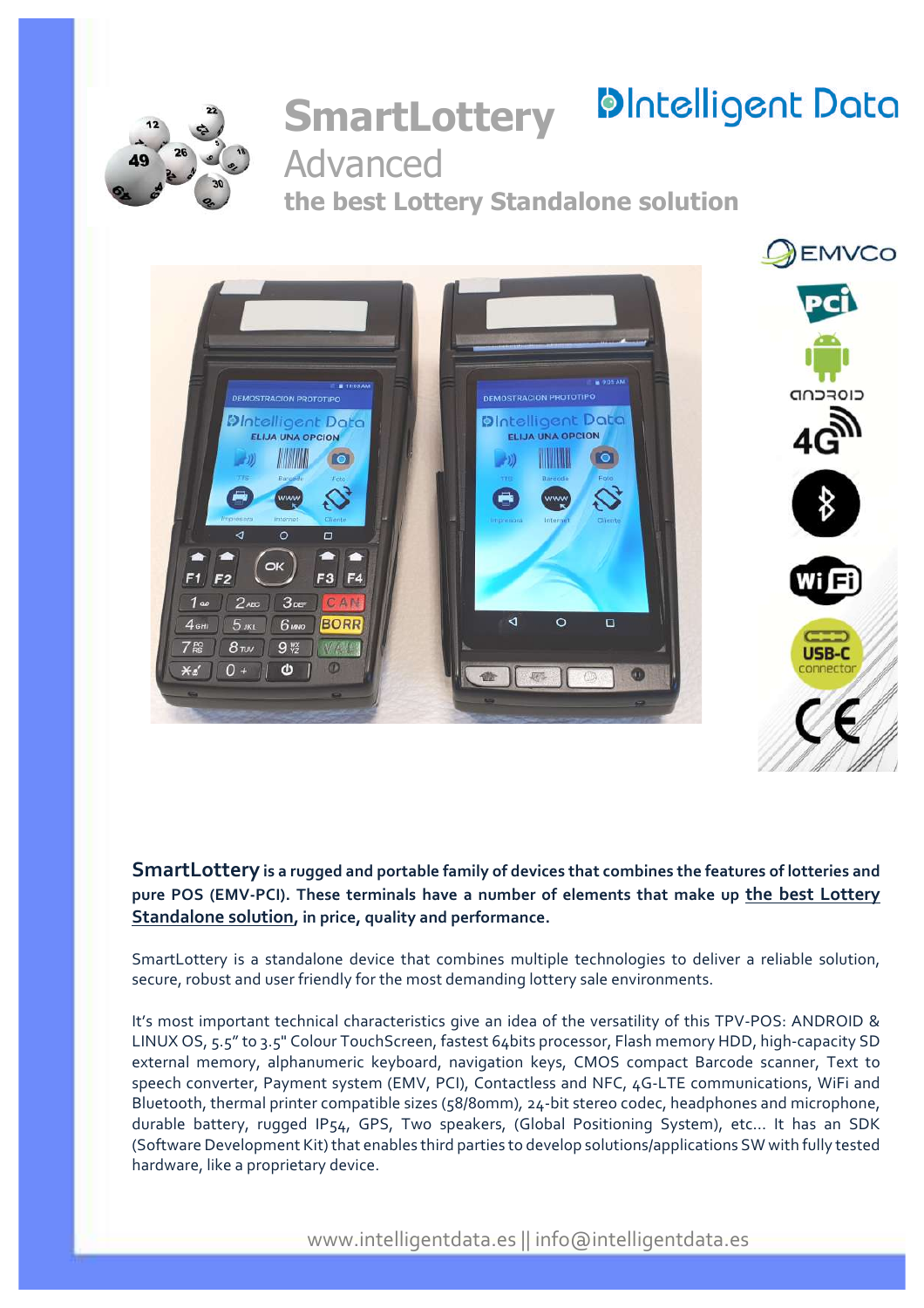# SmartLottery

## Advanced

### the best Lottery Standalone solution

**SmartLottery is a rugged and portable family of devices that combines the features of lotteries and pure POS (EMV-PCI). These terminals have a number of elements that make up the best Lottery Standalone solution, in price, quality and performance.**

SmartLottery is a standalone device that combines multiple technologies to deliver a reliable solution, secure, robust and user friendly for the most demanding lottery sale environments.

It's most important technical characteristics give an idea of the versatility of this TPV-POS: ANDROID & LINUX OS, 5.5" to 3.5" Colour TouchScreen, fastest 64bits processor, Flash memory HDD, high-capacity SD external memory, alphanumeric keyboard, navigation keys, CMOS compact Barcode scanner, Text to speech converter, Payment system (EMV, PCI), Contactless and NFC, 4G-LTE communications, WiFi and Bluetooth, thermal printer compatible sizes (58/80mm), 24-bit stereo codec, headphones and microphone, durable battery, rugged IP54, GPS, Two speakers, (Global Positioning System), etc... It has an SDK (Software Development Kit) that enables third parties to develop solutions/applications SW with fully tested hardware, like a proprietary device.

www.intelligentdata.es || info@intelligentdata.es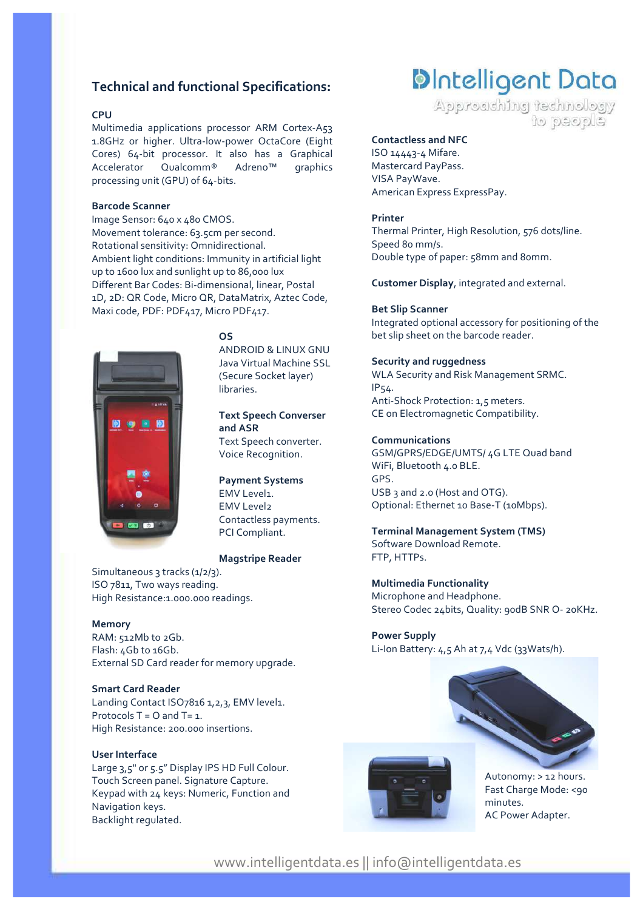## Technical and functional Specifications:

**Intelligent Data**

Approaching technology to people

### CPU

Multimedia applications processor ARM Cortex-A53 1.8GHz or higher. Ultra-low-power OctaCore (Eight Cores) 64-bit processor. It also has a Graphical Accelerator Qualcomm® Adreno™ graphics processing unit (GPU) of 64-bits.

### Barcode Scanner

Image Sensor: 640 x 480 CMOS.
Movement tolerance: 63.5cm per second.
Rotational sensitivity: Omnidirectional.
Ambient light conditions: Immunity in artificial light up to 1600 lux and sunlight up to 86,000 lux
Different Bar Codes: Bi-dimensional, linear, Postal 1D, 2D: QR Code, Micro QR, DataMatrix, Aztec Code, Maxi code, PDF: PDF417, Micro PDF417.

### OS

ANDROID & LINUX GNU
Java Virtual Machine SSL (Secure Socket layer) libraries.

### Text Speech Converser and ASR

Text Speech converter.
Voice Recognition.

### Payment Systems

EMV Level1.
EMV Level2
Contactless payments.
PCI Compliant.

### Magstripe Reader

Simultaneous 3 tracks (1/2/3).
ISO 7811, Two ways reading.
High Resistance:1.000.000 readings.

### Memory

RAM: 512Mb to 2Gb.
Flash: 4Gb to 16Gb.
External SD Card reader for memory upgrade.

### Smart Card Reader

Landing Contact ISO7816 1,2,3, EMV level1.
Protocols T = O and T= 1.
High Resistance: 200.000 insertions.

### User Interface

Large 3,5" or 5.5" Display IPS HD Full Colour.
Touch Screen panel. Signature Capture.
Keypad with 24 keys: Numeric, Function and Navigation keys.
Backlight regulated.

### Contactless and NFC

ISO 14443-4 Mifare.
Mastercard PayPass.
VISA PayWave.
American Express ExpressPay.

### Printer

Thermal Printer, High Resolution, 576 dots/line.
Speed 80 mm/s.
Double type of paper: 58mm and 80mm.

**Customer Display**, integrated and external.

### Bet Slip Scanner

Integrated optional accessory for positioning of the bet slip sheet on the barcode reader.

### Security and ruggedness

WLA Security and Risk Management SRMC.
IP54.
Anti-Shock Protection: 1,5 meters.
CE on Electromagnetic Compatibility.

### Communications

GSM/GPRS/EDGE/UMTS/ 4G LTE Quad band
WiFi, Bluetooth 4.0 BLE.
GPS.
USB 3 and 2.0 (Host and OTG).
Optional: Ethernet 10 Base-T (10Mbps).

### Terminal Management System (TMS)

Software Download Remote.
FTP, HTTPs.

### Multimedia Functionality

Microphone and Headphone.
Stereo Codec 24bits, Quality: 90dB SNR O- 20KHz.

### Power Supply

Li-Ion Battery: 4,5 Ah at 7,4 Vdc (33Wats/h).

Autonomy: > 12 hours.
Fast Charge Mode: <90 minutes.
AC Power Adapter.

www.intelligentdata.es || info@intelligentdata.es